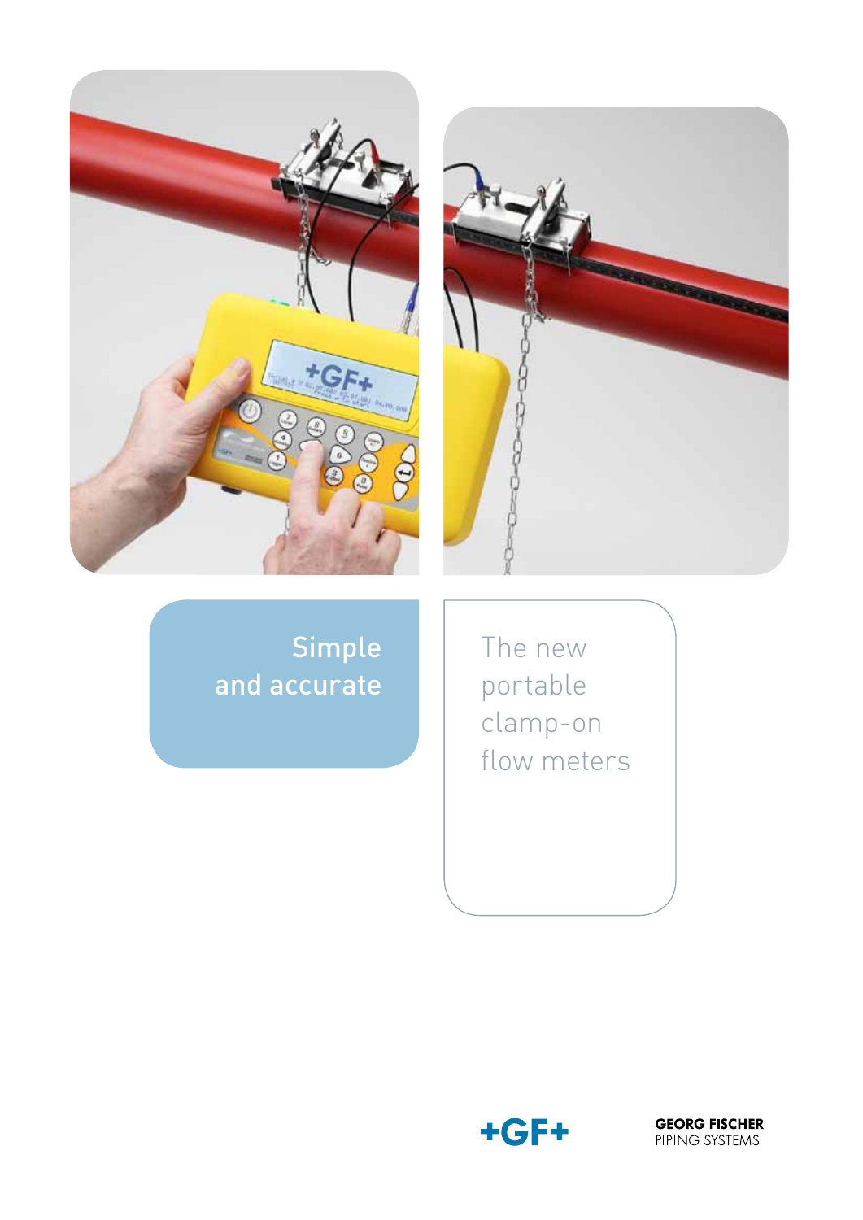# Simple and accurate

## The new portable clamp-on flow meters

**GEORG FISCHER**
PIPING SYSTEMS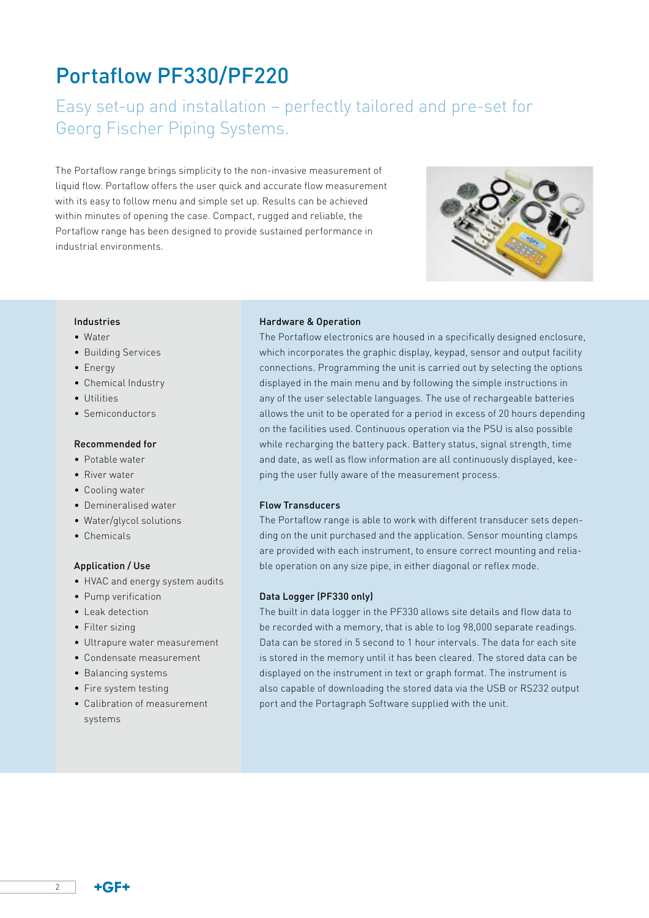# Portaflow PF330/PF220

## Easy set-up and installation – perfectly tailored and pre-set for Georg Fischer Piping Systems.

The Portaflow range brings simplicity to the non-invasive measurement of liquid flow. Portaflow offers the user quick and accurate flow measurement with its easy to follow menu and simple set up. Results can be achieved within minutes of opening the case. Compact, rugged and reliable, the Portaflow range has been designed to provide sustained performance in industrial environments.

### Industries

- Water
- Building Services
- Energy
- Chemical Industry
- Utilities
- Semiconductors

### Recommended for

- Potable water
- River water
- Cooling water
- Demineralised water
- Water/glycol solutions
- Chemicals

### Application / Use

- HVAC and energy system audits
- Pump verification
- Leak detection
- Filter sizing
- Ultrapure water measurement
- Condensate measurement
- Balancing systems
- Fire system testing
- Calibration of measurement systems

### Hardware & Operation

The Portaflow electronics are housed in a specifically designed enclosure, which incorporates the graphic display, keypad, sensor and output facility connections. Programming the unit is carried out by selecting the options displayed in the main menu and by following the simple instructions in any of the user selectable languages. The use of rechargeable batteries allows the unit to be operated for a period in excess of 20 hours depending on the facilities used. Continuous operation via the PSU is also possible while recharging the battery pack. Battery status, signal strength, time and date, as well as flow information are all continuously displayed, keeping the user fully aware of the measurement process.

### Flow Transducers

The Portaflow range is able to work with different transducer sets depending on the unit purchased and the application. Sensor mounting clamps are provided with each instrument, to ensure correct mounting and reliable operation on any size pipe, in either diagonal or reflex mode.

### Data Logger (PF330 only)

The built in data logger in the PF330 allows site details and flow data to be recorded with a memory, that is able to log 98,000 separate readings. Data can be stored in 5 second to 1 hour intervals. The data for each site is stored in the memory until it has been cleared. The stored data can be displayed on the instrument in text or graph format. The instrument is also capable of downloading the stored data via the USB or RS232 output port and the Portagraph Software supplied with the unit.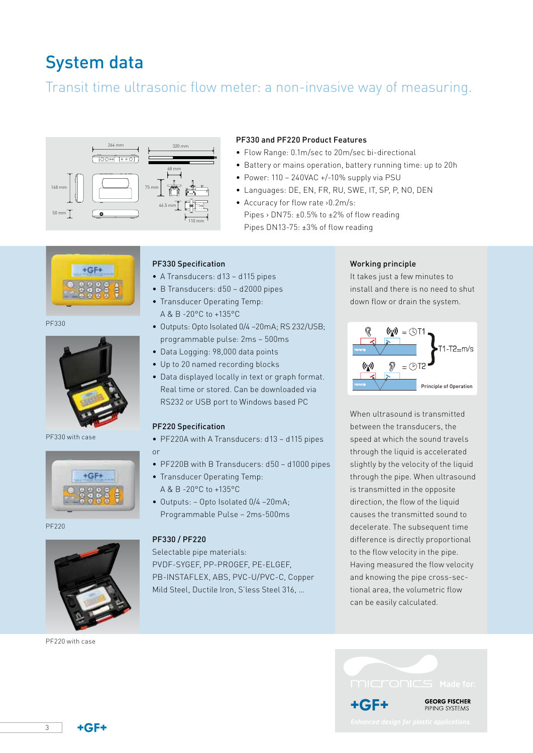# System data

## Transit time ultrasonic flow meter: a non-invasive way of measuring.

### PF330 and PF220 Product Features

- Flow Range: 0.1m/sec to 20m/sec bi-directional
- Battery or mains operation, battery running time: up to 20h
- Power: 110 – 240VAC +/-10% supply via PSU
- Languages: DE, EN, FR, RU, SWE, IT, SP, P, NO, DEN
- Accuracy for flow rate ›0.2m/s:
  Pipes › DN75: ±0.5% to ±2% of flow reading
  Pipes DN13-75: ±3% of flow reading

PF330

PF330 with case

PF220

PF220 with case

### PF330 Specification

- A Transducers: d13 – d115 pipes
- B Transducers: d50 – d2000 pipes
- Transducer Operating Temp:
  A & B -20°C to +135°C
- Outputs: Opto Isolated 0/4 –20mA; RS 232/USB; programmable pulse: 2ms – 500ms
- Data Logging: 98,000 data points
- Up to 20 named recording blocks
- Data displayed locally in text or graph format. Real time or stored. Can be downloaded via RS232 or USB port to Windows based PC

### PF220 Specification

- PF220A with A Transducers: d13 – d115 pipes

or

- PF220B with B Transducers: d50 – d1000 pipes
- Transducer Operating Temp:
  A & B -20°C to +135°C
- Outputs: – Opto Isolated 0/4 –20mA; Programmable Pulse – 2ms-500ms

### PF330 / PF220

Selectable pipe materials:
PVDF-SYGEF, PP-PROGEF, PE-ELGEF, PB-INSTAFLEX, ABS, PVC-U/PVC-C, Copper Mild Steel, Ductile Iron, S'less Steel 316, ...

### Working principle

It takes just a few minutes to install and there is no need to shut down flow or drain the system.

= T1, = T2, T1-T2=m/s

Principle of Operation

When ultrasound is transmitted between the transducers, the speed at which the sound travels through the liquid is accelerated slightly by the velocity of the liquid through the pipe. When ultrasound is transmitted in the opposite direction, the flow of the liquid causes the transmitted sound to decelerate. The subsequent time difference is directly proportional to the flow velocity in the pipe. Having measured the flow velocity and knowing the pipe cross-sectional area, the volumetric flow can be easily calculated.

micronics Made for: +GF+ GEORG FISCHER PIPING SYSTEMS

*Enhanced design for plastic applications.*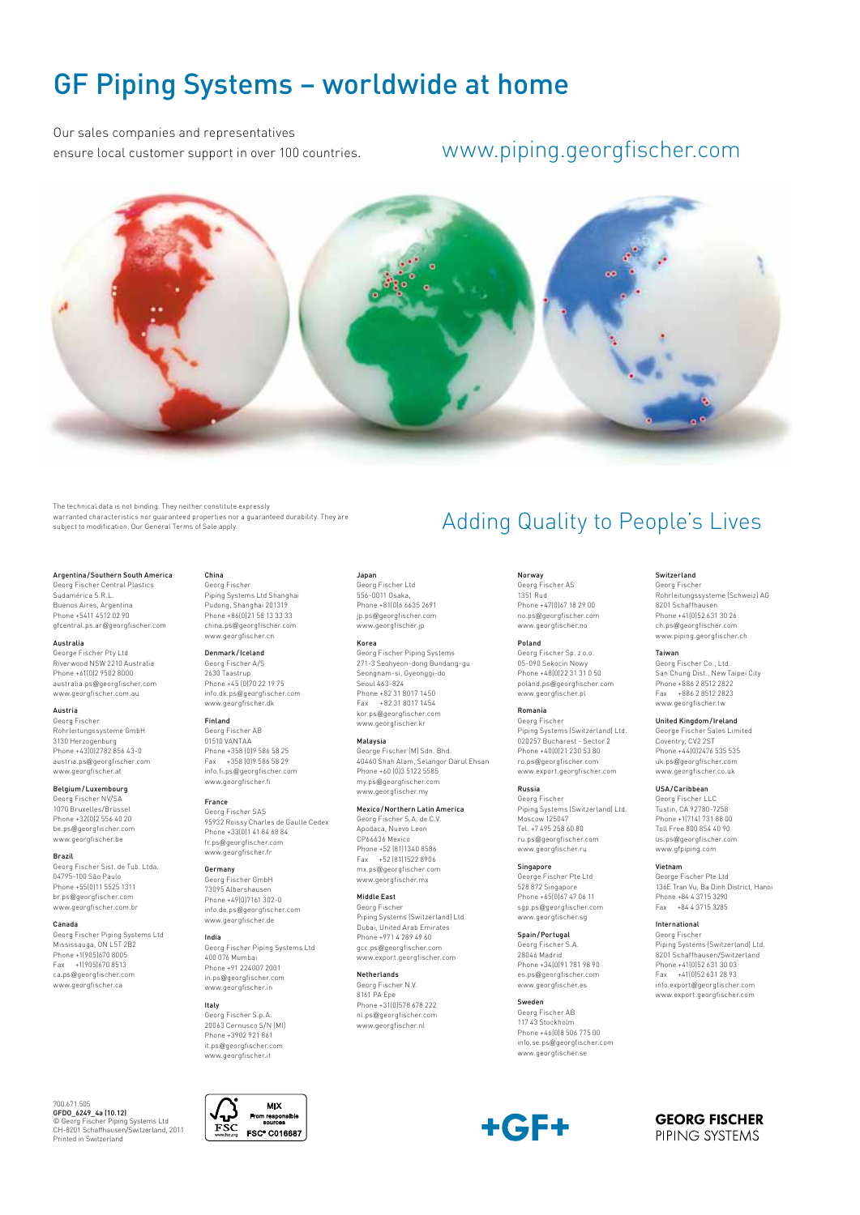# GF Piping Systems – worldwide at home

Our sales companies and representatives
ensure local customer support in over 100 countries.

www.piping.georgfischer.com

The technical data is not binding. They neither constitute expressly warranted characteristics nor guaranteed properties nor a guaranteed durability. They are subject to modification. Our General Terms of Sale apply.

## Adding Quality to People's Lives

**Argentina/Southern South America**
Georg Fischer Central Plastics
Sudamérica S.R.L.
Buenos Aires, Argentina
Phone +5411 4512 02 90
gfcentral.ps.ar@georgfischer.com

**Australia**
George Fischer Pty Ltd
Riverwood NSW 2210 Australia
Phone +61(0)2 9502 8000
australia.ps@georgfischer.com
www.georgfischer.com.au

**Austria**
Georg Fischer
Rohrleitungssysteme GmbH
3130 Herzogenburg
Phone +43(0)2782 856 43-0
austria.ps@georgfischer.com
www.georgfischer.at

**Belgium/Luxembourg**
Georg Fischer NV/SA
1070 Bruxelles/Brüssel
Phone +32(0)2 556 40 20
be.ps@georgfischer.com
www.georgfischer.be

**Brazil**
Georg Fischer Sist. de Tub. Ltda.
04795-100 São Paulo
Phone +55(0)11 5525 1311
br.ps@georgfischer.com
www.georgfischer.com.br

**Canada**
Georg Fischer Piping Systems Ltd
Mississauga, ON L5T 2B2
Phone +1(905)670 8005
Fax +1(905)670 8513
ca.ps@georgfischer.com
www.georgfischer.ca

**China**
Georg Fischer
Piping Systems Ltd Shanghai
Pudong, Shanghai 201319
Phone +86(0)21 58 13 33 33
china.ps@georgfischer.com
www.georgfischer.cn

**Denmark/Iceland**
Georg Fischer A/S
2630 Taastrup
Phone +45 (0)70 22 19 75
info.dk.ps@georgfischer.com
www.georgfischer.dk

**Finland**
Georg Fischer AB
01510 VANTAA
Phone +358 (0)9 586 58 25
Fax +358 (0)9 586 58 29
info.fi.ps@georgfischer.com
www.georgfischer.fi

**France**
Georg Fischer SAS
95932 Roissy Charles de Gaulle Cedex
Phone +33(0)1 41 84 68 84
fr.ps@georgfischer.com
www.georgfischer.fr

**Germany**
Georg Fischer GmbH
73095 Albershausen
Phone +49(0)7161 302-0
info.de.ps@georgfischer.com
www.georgfischer.de

**India**
Georg Fischer Piping Systems Ltd
400 076 Mumbai
Phone +91 224007 2001
in.ps@georgfischer.com
www.georgfischer.in

**Italy**
Georg Fischer S.p.A.
20063 Cernusco S/N (MI)
Phone +3902 921 861
it.ps@georgfischer.com
www.georgfischer.it

**Japan**
Georg Fischer Ltd
556-0011 Osaka,
Phone +81(0)6 6635 2691
jp.ps@georgfischer.com
www.georgfischer.jp

**Korea**
Georg Fischer Piping Systems
271-3 Seohyeon-dong Bundang-gu
Seongnam-si, Gyeonggi-do
Seoul 463-824
Phone +82 31 8017 1450
Fax +82 31 8017 1454
kor.ps@georgfischer.com
www.georgfischer.kr

**Malaysia**
George Fischer (M) Sdn. Bhd.
40460 Shah Alam, Selangor Darul Ehsan
Phone +60 (0)3 5122 5585
my.ps@georgfischer.com
www.georgfischer.my

**Mexico/Northern Latin America**
Georg Fischer S.A. de C.V.
Apodaca, Nuevo Leon
CP66636 Mexico
Phone +52 (81)1340 8586
Fax +52 (81)1522 8906
mx.ps@georgfischer.com
www.georgfischer.mx

**Middle East**
Georg Fischer
Piping Systems (Switzerland) Ltd.
Dubai, United Arab Emirates
Phone +971 4 289 49 60
gcc.ps@georgfischer.com
www.export.georgfischer.com

**Netherlands**
Georg Fischer N.V.
8161 PA Epe
Phone +31(0)578 678 222
nl.ps@georgfischer.com
www.georgfischer.nl

**Norway**
Georg Fischer AS
1351 Rud
Phone +47(0)67 18 29 00
no.ps@georgfischer.com
www.georgfischer.no

**Poland**
Georg Fischer Sp. z o.o.
05-090 Sekocin Nowy
Phone +48(0)22 31 31 0 50
poland.ps@georgfischer.com
www.georgfischer.pl

**Romania**
Georg Fischer
Piping Systems (Switzerland) Ltd.
020257 Bucharest - Sector 2
Phone +40(0)21 230 53 80
ro.ps@georgfischer.com
www.export.georgfischer.com

**Russia**
Georg Fischer
Piping Systems (Switzerland) Ltd.
Moscow 125047
Tel. +7 495 258 60 80
ru.ps@georgfischer.com
www.georgfischer.ru

**Singapore**
George Fischer Pte Ltd
528 872 Singapore
Phone +65(0)67 47 06 11
sgp.ps@georgfischer.com
www.georgfischer.sg

**Spain/Portugal**
Georg Fischer S.A.
28046 Madrid
Phone +34(0)91 781 98 90
es.ps@georgfischer.com
www.georgfischer.es

**Sweden**
Georg Fischer AB
117 43 Stockholm
Phone +46(0)8 506 775 00
info.se.ps@georgfischer.com
www.georgfischer.se

**Switzerland**
Georg Fischer
Rohrleitungssysteme (Schweiz) AG
8201 Schaffhausen
Phone +41(0)52 631 30 26
ch.ps@georgfischer.com
www.piping.georgfischer.ch

**Taiwan**
Georg Fischer Co., Ltd.
San Chung Dist., New Taipei City
Phone +886 2 8512 2822
Fax +886 2 8512 2823
www.georgfischer.tw

**United Kingdom/Ireland**
George Fischer Sales Limited
Coventry, CV2 2ST
Phone +44(0)2476 535 535
uk.ps@georgfischer.com
www.georgfischer.co.uk

**USA/Caribbean**
Georg Fischer LLC
Tustin, CA 92780-7258
Phone +1(714) 731 88 00
Toll Free 800 854 40 90
us.ps@georgfischer.com
www.gfpiping.com

**Vietnam**
George Fischer Pte Ltd
136E Tran Vu, Ba Dinh District, Hanoi
Phone +84 4 3715 3290
Fax +84 4 3715 3285

**International**
Georg Fischer
Piping Systems (Switzerland) Ltd.
8201 Schaffhausen/Switzerland
Phone +41(0)52 631 30 03
Fax +41(0)52 631 28 93
info.export@georgfischer.com
www.export.georgfischer.com

700.671.505
**GFDO_6249_4a (10.12)**
© Georg Fischer Piping Systems Ltd
CH-8201 Schaffhausen/Switzerland, 2011
Printed in Switzerland

MIX From responsible sources FSC® C016687

+GF+

**GEORG FISCHER**
PIPING SYSTEMS